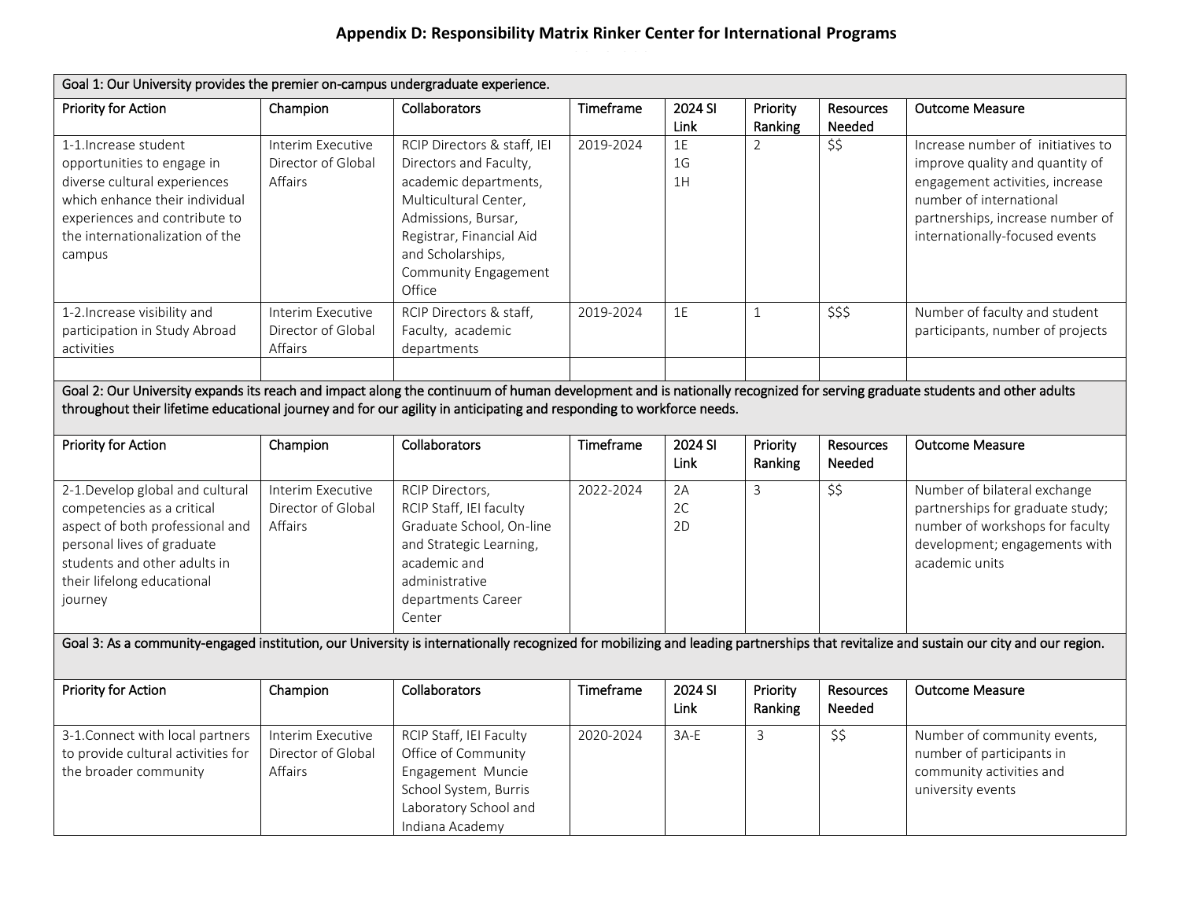# Appendix D: Responsibility Matrix Rinker Center for International Programs

| Goal 1: Our University provides the premier on-campus undergraduate experience. | | | | | | | |
|---|---|---|---|---|---|---|---|
| **Priority for Action** | **Champion** | **Collaborators** | **Timeframe** | **2024 SI Link** | **Priority Ranking** | **Resources Needed** | **Outcome Measure** |
| 1-1.Increase student opportunities to engage in diverse cultural experiences which enhance their individual experiences and contribute to the internationalization of the campus | Interim Executive Director of Global Affairs | RCIP Directors & staff, IEI Directors and Faculty, academic departments, Multicultural Center, Admissions, Bursar, Registrar, Financial Aid and Scholarships, Community Engagement Office | 2019-2024 | 1E 1G 1H | 2 | $$ | Increase number of initiatives to improve quality and quantity of engagement activities, increase number of international partnerships, increase number of internationally-focused events |
| 1-2.Increase visibility and participation in Study Abroad activities | Interim Executive Director of Global Affairs | RCIP Directors & staff, Faculty, academic departments | 2019-2024 | 1E | 1 | $$$ | Number of faculty and student participants, number of projects |
| | | | | | | | |
| **Goal 2: Our University expands its reach and impact along the continuum of human development and is nationally recognized for serving graduate students and other adults throughout their lifetime educational journey and for our agility in anticipating and responding to workforce needs.** | | | | | | | |
| **Priority for Action** | **Champion** | **Collaborators** | **Timeframe** | **2024 SI Link** | **Priority Ranking** | **Resources Needed** | **Outcome Measure** |
| 2-1.Develop global and cultural competencies as a critical aspect of both professional and personal lives of graduate students and other adults in their lifelong educational journey | Interim Executive Director of Global Affairs | RCIP Directors, RCIP Staff, IEI faculty Graduate School, On-line and Strategic Learning, academic and administrative departments Career Center | 2022-2024 | 2A 2C 2D | 3 | $$ | Number of bilateral exchange partnerships for graduate study; number of workshops for faculty development; engagements with academic units |
| **Goal 3: As a community-engaged institution, our University is internationally recognized for mobilizing and leading partnerships that revitalize and sustain our city and our region.** | | | | | | | |
| **Priority for Action** | **Champion** | **Collaborators** | **Timeframe** | **2024 SI Link** | **Priority Ranking** | **Resources Needed** | **Outcome Measure** |
| 3-1.Connect with local partners to provide cultural activities for the broader community | Interim Executive Director of Global Affairs | RCIP Staff, IEI Faculty Office of Community Engagement Muncie School System, Burris Laboratory School and Indiana Academy | 2020-2024 | 3A-E | 3 | $$ | Number of community events, number of participants in community activities and university events |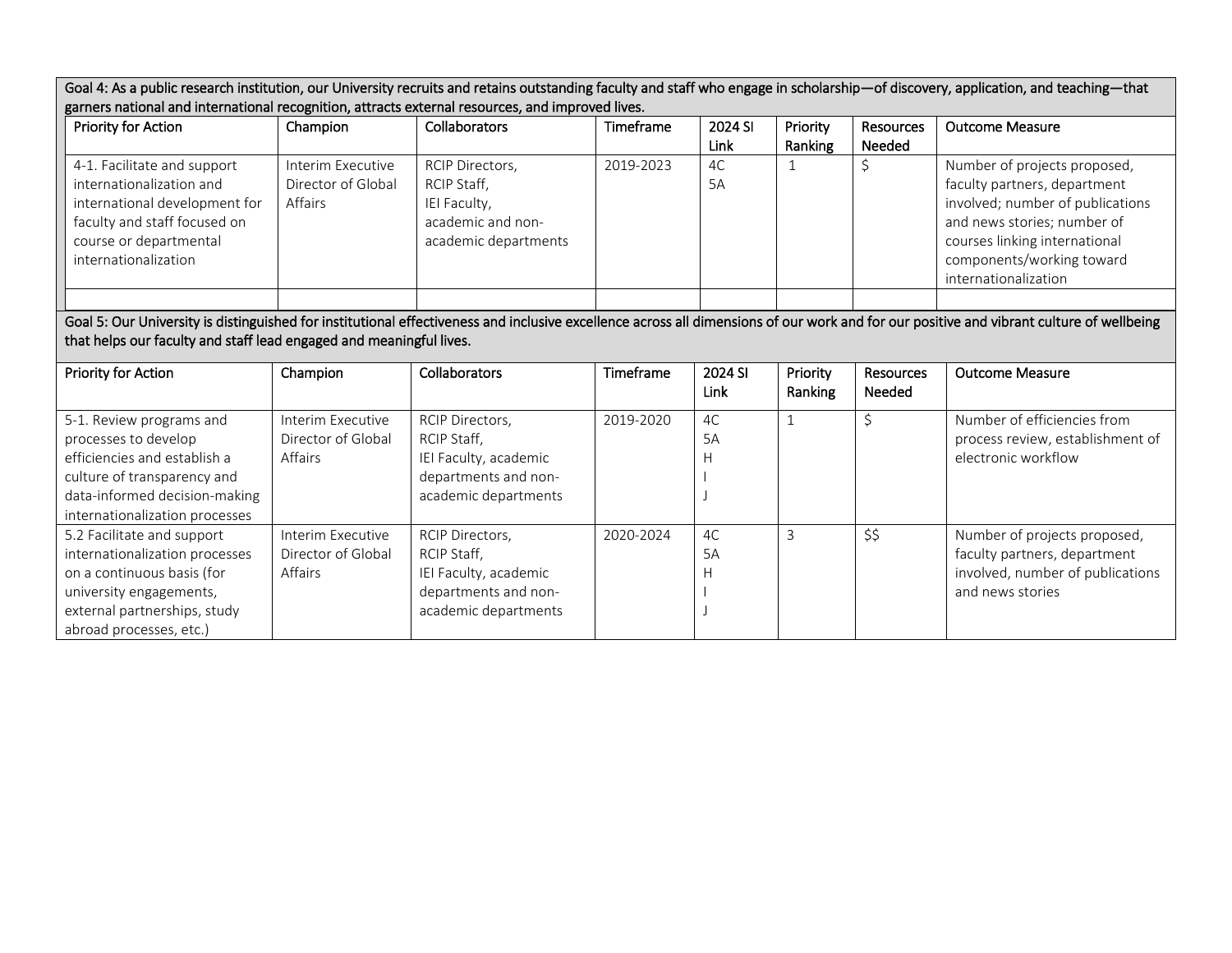Goal 4: As a public research institution, our University recruits and retains outstanding faculty and staff who engage in scholarship—of discovery, application, and teaching—that garners national and international recognition, attracts external resources, and improved lives.

| Priority for Action | Champion | Collaborators | Timeframe | 2024 SI Link | Priority Ranking | Resources Needed | Outcome Measure |
|---|---|---|---|---|---|---|---|
| 4-1. Facilitate and support internationalization and international development for faculty and staff focused on course or departmental internationalization | Interim Executive Director of Global Affairs | RCIP Directors, RCIP Staff, IEI Faculty, academic and non-academic departments | 2019-2023 | 4C 5A | 1 | $ | Number of projects proposed, faculty partners, department involved; number of publications and news stories; number of courses linking international components/working toward internationalization |
| | | | | | | | |

Goal 5: Our University is distinguished for institutional effectiveness and inclusive excellence across all dimensions of our work and for our positive and vibrant culture of wellbeing that helps our faculty and staff lead engaged and meaningful lives.

| Priority for Action | Champion | Collaborators | Timeframe | 2024 SI Link | Priority Ranking | Resources Needed | Outcome Measure |
|---|---|---|---|---|---|---|---|
| 5-1. Review programs and processes to develop efficiencies and establish a culture of transparency and data-informed decision-making internationalization processes | Interim Executive Director of Global Affairs | RCIP Directors, RCIP Staff, IEI Faculty, academic departments and non-academic departments | 2019-2020 | 4C 5A H I J | 1 | $ | Number of efficiencies from process review, establishment of electronic workflow |
| 5.2 Facilitate and support internationalization processes on a continuous basis (for university engagements, external partnerships, study abroad processes, etc.) | Interim Executive Director of Global Affairs | RCIP Directors, RCIP Staff, IEI Faculty, academic departments and non-academic departments | 2020-2024 | 4C 5A H I J | 3 | $$ | Number of projects proposed, faculty partners, department involved, number of publications and news stories |